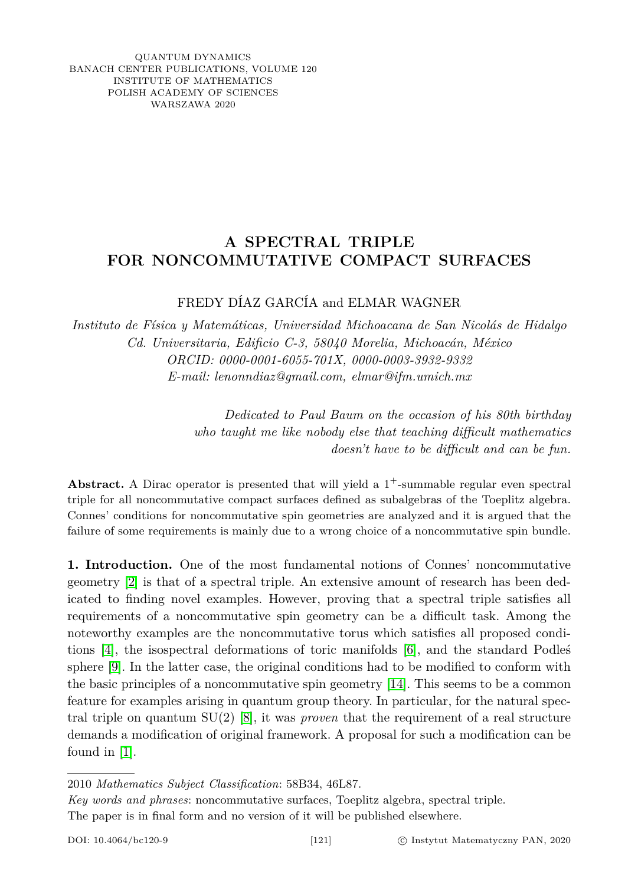QUANTUM DYNAMICS
BANACH CENTER PUBLICATIONS, VOLUME 120
INSTITUTE OF MATHEMATICS
POLISH ACADEMY OF SCIENCES
WARSZAWA 2020

# A SPECTRAL TRIPLE FOR NONCOMMUTATIVE COMPACT SURFACES

FREDY DÍAZ GARCÍA and ELMAR WAGNER

*Instituto de Física y Matemáticas, Universidad Michoacana de San Nicolás de Hidalgo*
*Cd. Universitaria, Edificio C-3, 58040 Morelia, Michoacán, México*
*ORCID: 0000-0001-6055-701X, 0000-0003-3932-9332*
*E-mail: lenonndiaz@gmail.com, elmar@ifm.umich.mx*

*Dedicated to Paul Baum on the occasion of his 80th birthday who taught me like nobody else that teaching difficult mathematics doesn't have to be difficult and can be fun.*

**Abstract.** A Dirac operator is presented that will yield a $1^+$-summable regular even spectral triple for all noncommutative compact surfaces defined as subalgebras of the Toeplitz algebra. Connes' conditions for noncommutative spin geometries are analyzed and it is argued that the failure of some requirements is mainly due to a wrong choice of a noncommutative spin bundle.

**1. Introduction.** One of the most fundamental notions of Connes' noncommutative geometry [2] is that of a spectral triple. An extensive amount of research has been dedicated to finding novel examples. However, proving that a spectral triple satisfies all requirements of a noncommutative spin geometry can be a difficult task. Among the noteworthy examples are the noncommutative torus which satisfies all proposed conditions [4], the isospectral deformations of toric manifolds [6], and the standard Podleś sphere [9]. In the latter case, the original conditions had to be modified to conform with the basic principles of a noncommutative spin geometry [14]. This seems to be a common feature for examples arising in quantum group theory. In particular, for the natural spectral triple on quantum SU(2) [8], it was *proven* that the requirement of a real structure demands a modification of original framework. A proposal for such a modification can be found in [1].

---

2010 *Mathematics Subject Classification*: 58B34, 46L87.

*Key words and phrases*: noncommutative surfaces, Toeplitz algebra, spectral triple.

The paper is in final form and no version of it will be published elsewhere.

DOI: 10.4064/bc120-9 © Instytut Matematyczny PAN, 2020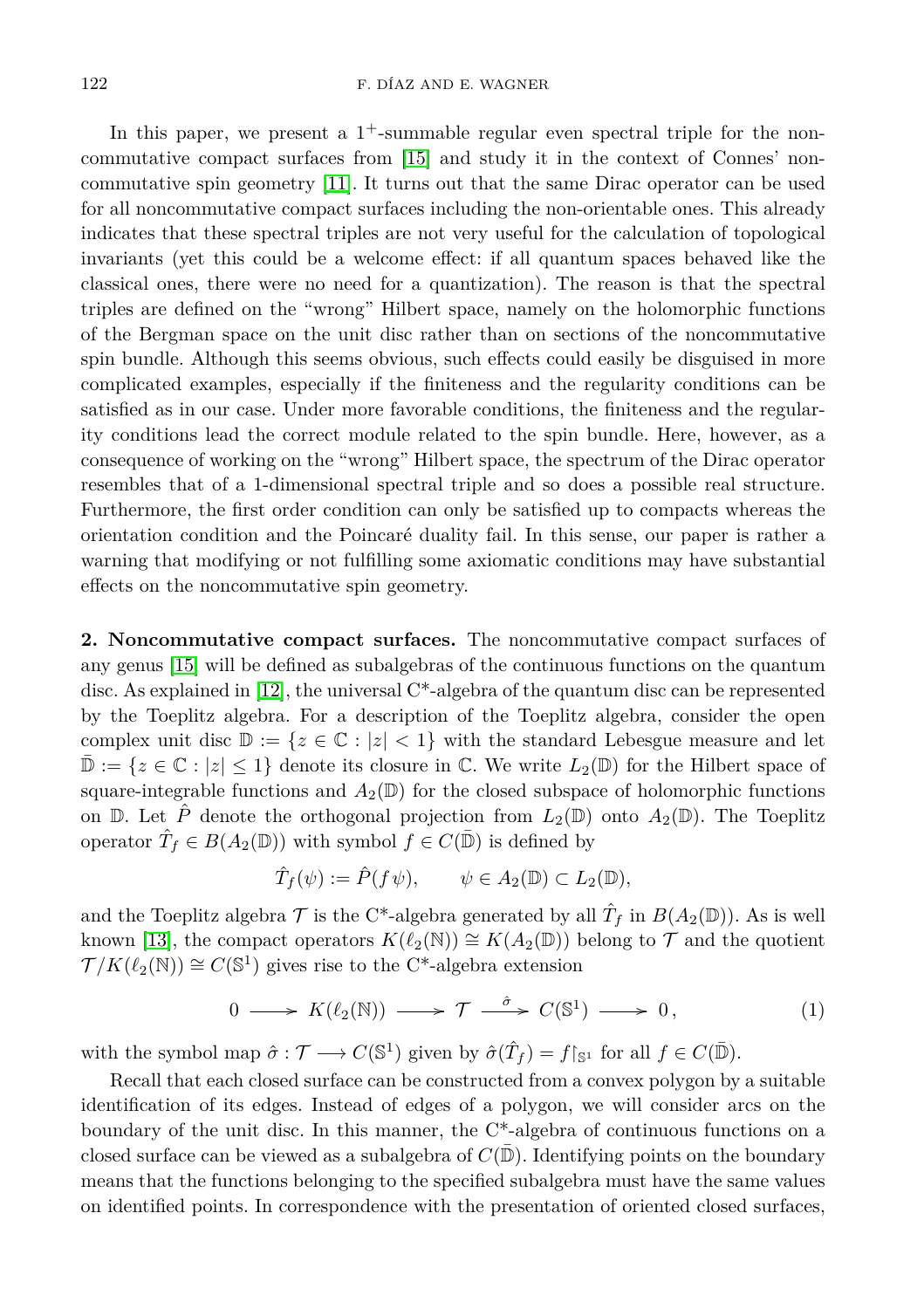In this paper, we present a $1^+$-summable regular even spectral triple for the noncommutative compact surfaces from [15] and study it in the context of Connes' noncommutative spin geometry [11]. It turns out that the same Dirac operator can be used for all noncommutative compact surfaces including the non-orientable ones. This already indicates that these spectral triples are not very useful for the calculation of topological invariants (yet this could be a welcome effect: if all quantum spaces behaved like the classical ones, there were no need for a quantization). The reason is that the spectral triples are defined on the "wrong" Hilbert space, namely on the holomorphic functions of the Bergman space on the unit disc rather than on sections of the noncommutative spin bundle. Although this seems obvious, such effects could easily be disguised in more complicated examples, especially if the finiteness and the regularity conditions can be satisfied as in our case. Under more favorable conditions, the finiteness and the regularity conditions lead the correct module related to the spin bundle. Here, however, as a consequence of working on the "wrong" Hilbert space, the spectrum of the Dirac operator resembles that of a 1-dimensional spectral triple and so does a possible real structure. Furthermore, the first order condition can only be satisfied up to compacts whereas the orientation condition and the Poincaré duality fail. In this sense, our paper is rather a warning that modifying or not fulfilling some axiomatic conditions may have substantial effects on the noncommutative spin geometry.

**2. Noncommutative compact surfaces.** The noncommutative compact surfaces of any genus [15] will be defined as subalgebras of the continuous functions on the quantum disc. As explained in [12], the universal C*-algebra of the quantum disc can be represented by the Toeplitz algebra. For a description of the Toeplitz algebra, consider the open complex unit disc $\mathbb{D} := \{z \in \mathbb{C} : |z| < 1\}$ with the standard Lebesgue measure and let $\bar{\mathbb{D}} := \{z \in \mathbb{C} : |z| \leq 1\}$ denote its closure in $\mathbb{C}$. We write $L_2(\mathbb{D})$ for the Hilbert space of square-integrable functions and $A_2(\mathbb{D})$ for the closed subspace of holomorphic functions on $\mathbb{D}$. Let $\hat{P}$ denote the orthogonal projection from $L_2(\mathbb{D})$ onto $A_2(\mathbb{D})$. The Toeplitz operator $\hat{T}_f \in B(A_2(\mathbb{D}))$ with symbol $f \in C(\bar{\mathbb{D}})$ is defined by

$$\hat{T}_f(\psi) := \hat{P}(f\,\psi), \qquad \psi \in A_2(\mathbb{D}) \subset L_2(\mathbb{D}),$$

and the Toeplitz algebra $\mathcal{T}$ is the C*-algebra generated by all $\hat{T}_f$ in $B(A_2(\mathbb{D}))$. As is well known [13], the compact operators $K(\ell_2(\mathbb{N})) \cong K(A_2(\mathbb{D}))$ belong to $\mathcal{T}$ and the quotient $\mathcal{T}/K(\ell_2(\mathbb{N})) \cong C(\mathbb{S}^1)$ gives rise to the C*-algebra extension

$$0 \longrightarrow K(\ell_2(\mathbb{N})) \longrightarrow \mathcal{T} \xrightarrow{\ \hat{\sigma}\ } C(\mathbb{S}^1) \longrightarrow 0\,, \tag{1}$$

with the symbol map $\hat{\sigma} : \mathcal{T} \longrightarrow C(\mathbb{S}^1)$ given by $\hat{\sigma}(\hat{T}_f) = f\!\restriction_{\mathbb{S}^1}$ for all $f \in C(\bar{\mathbb{D}})$.

Recall that each closed surface can be constructed from a convex polygon by a suitable identification of its edges. Instead of edges of a polygon, we will consider arcs on the boundary of the unit disc. In this manner, the C*-algebra of continuous functions on a closed surface can be viewed as a subalgebra of $C(\bar{\mathbb{D}})$. Identifying points on the boundary means that the functions belonging to the specified subalgebra must have the same values on identified points. In correspondence with the presentation of oriented closed surfaces,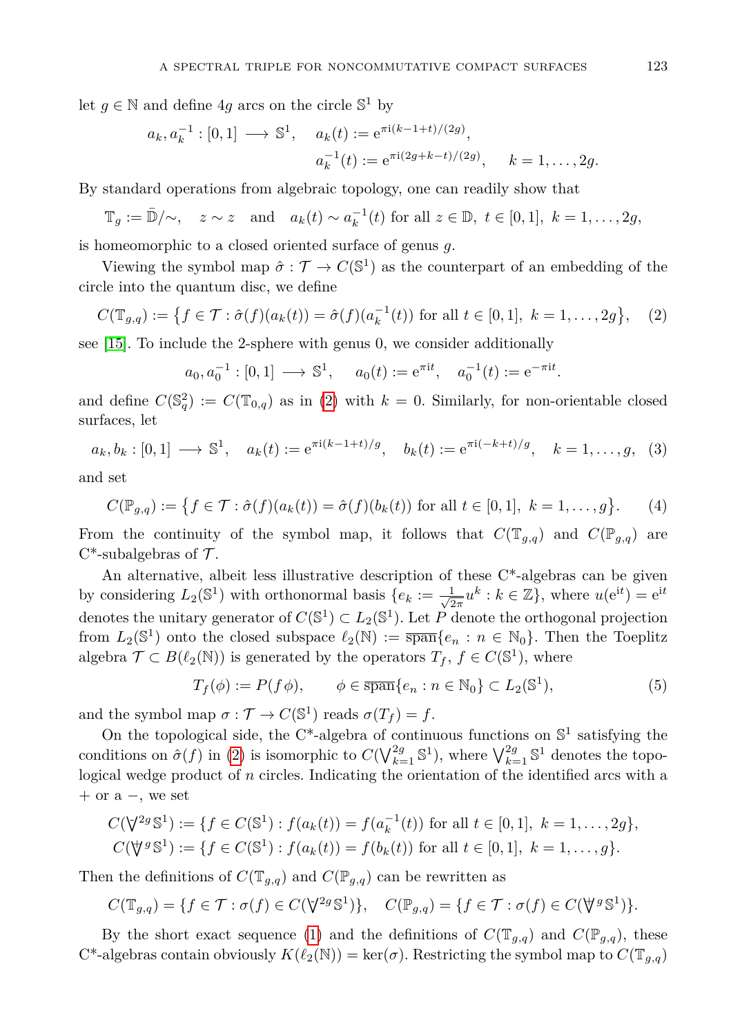let $g \in \mathbb{N}$ and define $4g$ arcs on the circle $\mathbb{S}^1$ by

$$a_k, a_k^{-1} : [0,1] \longrightarrow \mathbb{S}^1, \quad a_k(t) := \mathrm{e}^{\pi \mathrm{i}(k-1+t)/(2g)},$$
$$a_k^{-1}(t) := \mathrm{e}^{\pi \mathrm{i}(2g+k-t)/(2g)}, \quad k = 1, \ldots, 2g.$$

By standard operations from algebraic topology, one can readily show that

$$\mathbb{T}_g := \bar{\mathbb{D}}/\!\sim, \quad z \sim z \quad \text{and} \quad a_k(t) \sim a_k^{-1}(t) \text{ for all } z \in \mathbb{D},\ t \in [0,1],\ k = 1, \ldots, 2g,$$

is homeomorphic to a closed oriented surface of genus $g$.

Viewing the symbol map $\hat{\sigma} : \mathcal{T} \to C(\mathbb{S}^1)$ as the counterpart of an embedding of the circle into the quantum disc, we define

$$C(\mathbb{T}_{g,q}) := \big\{ f \in \mathcal{T} : \hat{\sigma}(f)(a_k(t)) = \hat{\sigma}(f)(a_k^{-1}(t)) \text{ for all } t \in [0,1],\ k = 1, \ldots, 2g \big\}, \quad (2)$$

see [15]. To include the 2-sphere with genus 0, we consider additionally

$$a_0, a_0^{-1} : [0,1] \longrightarrow \mathbb{S}^1, \quad a_0(t) := \mathrm{e}^{\pi \mathrm{i} t}, \quad a_0^{-1}(t) := \mathrm{e}^{-\pi \mathrm{i} t}.$$

and define $C(\mathbb{S}_q^2) := C(\mathbb{T}_{0,q})$ as in (2) with $k = 0$. Similarly, for non-orientable closed surfaces, let

$$a_k, b_k : [0,1] \longrightarrow \mathbb{S}^1, \quad a_k(t) := \mathrm{e}^{\pi \mathrm{i}(k-1+t)/g}, \quad b_k(t) := \mathrm{e}^{\pi \mathrm{i}(-k+t)/g}, \quad k = 1, \ldots, g, \quad (3)$$

and set

$$C(\mathbb{P}_{g,q}) := \big\{ f \in \mathcal{T} : \hat{\sigma}(f)(a_k(t)) = \hat{\sigma}(f)(b_k(t)) \text{ for all } t \in [0,1],\ k = 1, \ldots, g \big\}. \quad (4)$$

From the continuity of the symbol map, it follows that $C(\mathbb{T}_{g,q})$ and $C(\mathbb{P}_{g,q})$ are C*-subalgebras of $\mathcal{T}$.

An alternative, albeit less illustrative description of these C*-algebras can be given by considering $L_2(\mathbb{S}^1)$ with orthonormal basis $\{e_k := \frac{1}{\sqrt{2\pi}} u^k : k \in \mathbb{Z}\}$, where $u(\mathrm{e}^{\mathrm{i}t}) = \mathrm{e}^{\mathrm{i}t}$ denotes the unitary generator of $C(\mathbb{S}^1) \subset L_2(\mathbb{S}^1)$. Let $P$ denote the orthogonal projection from $L_2(\mathbb{S}^1)$ onto the closed subspace $\ell_2(\mathbb{N}) := \overline{\mathrm{span}}\{e_n : n \in \mathbb{N}_0\}$. Then the Toeplitz algebra $\mathcal{T} \subset B(\ell_2(\mathbb{N}))$ is generated by the operators $T_f$, $f \in C(\mathbb{S}^1)$, where

$$T_f(\phi) := P(f\phi), \qquad \phi \in \overline{\mathrm{span}}\{e_n : n \in \mathbb{N}_0\} \subset L_2(\mathbb{S}^1), \quad (5)$$

and the symbol map $\sigma : \mathcal{T} \to C(\mathbb{S}^1)$ reads $\sigma(T_f) = f$.

On the topological side, the C*-algebra of continuous functions on $\mathbb{S}^1$ satisfying the conditions on $\hat{\sigma}(f)$ in (2) is isomorphic to $C(\bigvee_{k=1}^{2g} \mathbb{S}^1)$, where $\bigvee_{k=1}^{2g} \mathbb{S}^1$ denotes the topological wedge product of $n$ circles. Indicating the orientation of the identified arcs with a $+$ or a $-$, we set

$$C(\forall^{2g} \mathbb{S}^1) := \{ f \in C(\mathbb{S}^1) : f(a_k(t)) = f(a_k^{-1}(t)) \text{ for all } t \in [0,1],\ k = 1, \ldots, 2g \},$$
$$C(\forall\!\!\!\!+^{g} \mathbb{S}^1) := \{ f \in C(\mathbb{S}^1) : f(a_k(t)) = f(b_k(t)) \text{ for all } t \in [0,1],\ k = 1, \ldots, g \}.$$

Then the definitions of $C(\mathbb{T}_{g,q})$ and $C(\mathbb{P}_{g,q})$ can be rewritten as

$$C(\mathbb{T}_{g,q}) = \{ f \in \mathcal{T} : \sigma(f) \in C(\forall^{2g} \mathbb{S}^1) \}, \quad C(\mathbb{P}_{g,q}) = \{ f \in \mathcal{T} : \sigma(f) \in C(\forall\!\!\!\!+^{g} \mathbb{S}^1) \}.$$

By the short exact sequence (1) and the definitions of $C(\mathbb{T}_{g,q})$ and $C(\mathbb{P}_{g,q})$, these C*-algebras contain obviously $K(\ell_2(\mathbb{N})) = \ker(\sigma)$. Restricting the symbol map to $C(\mathbb{T}_{g,q})$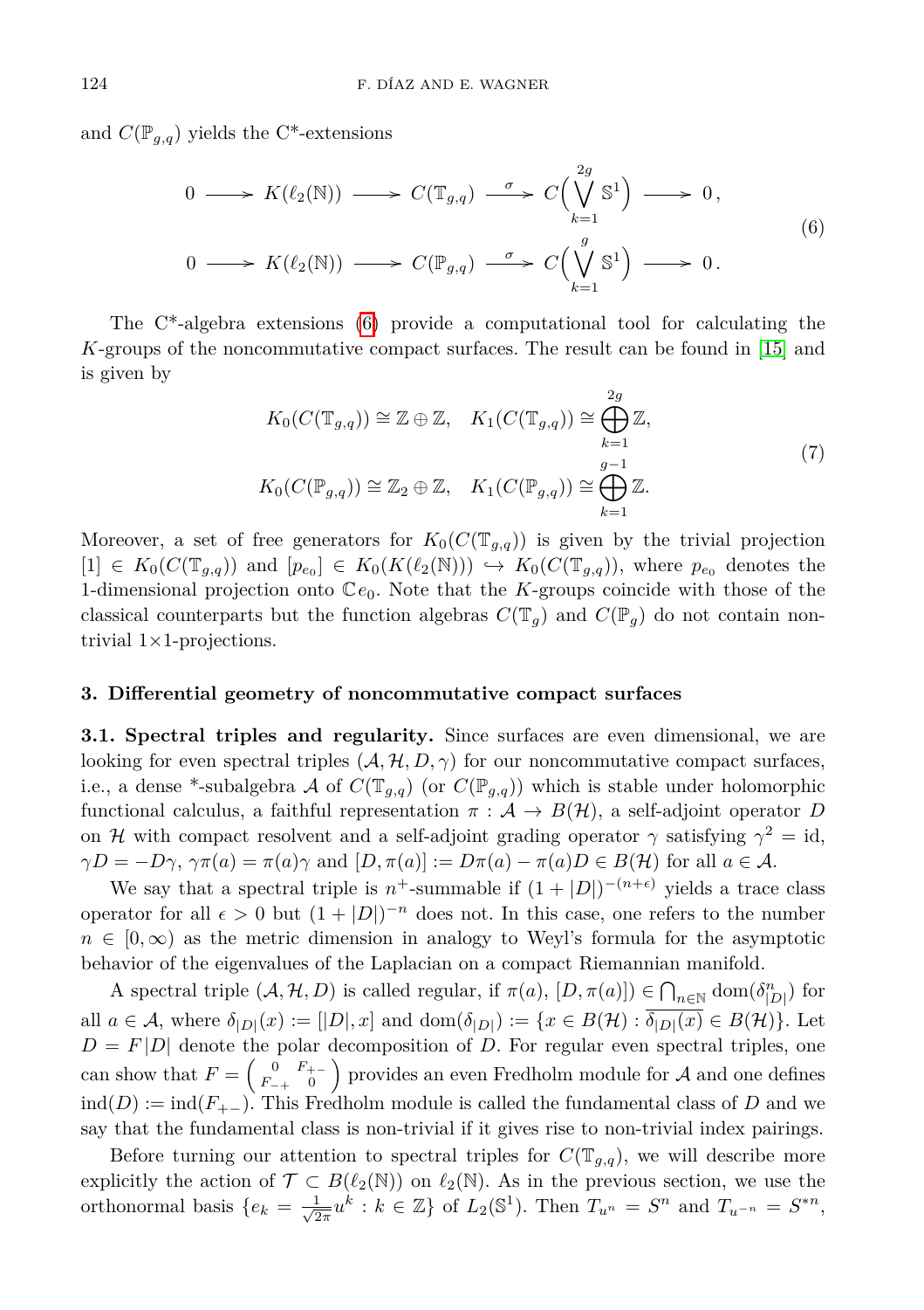and $C(\mathbb{P}_{g,q})$ yields the C*-extensions

$$
\begin{aligned}
0 \longrightarrow K(\ell_2(\mathbb{N})) \longrightarrow C(\mathbb{T}_{g,q}) \xrightarrow{\ \sigma\ } C\Big(\bigvee_{k=1}^{2g} \mathbb{S}^1\Big) \longrightarrow 0\,,\\
0 \longrightarrow K(\ell_2(\mathbb{N})) \longrightarrow C(\mathbb{P}_{g,q}) \xrightarrow{\ \sigma\ } C\Big(\bigvee_{k=1}^{g} \mathbb{S}^1\Big) \longrightarrow 0\,.
\end{aligned}
\tag{6}
$$

The C*-algebra extensions (6) provide a computational tool for calculating the $K$-groups of the noncommutative compact surfaces. The result can be found in [15] and is given by

$$
\begin{aligned}
K_0(C(\mathbb{T}_{g,q})) \cong \mathbb{Z} \oplus \mathbb{Z}, \quad K_1(C(\mathbb{T}_{g,q})) \cong \bigoplus_{k=1}^{2g} \mathbb{Z},\\
K_0(C(\mathbb{P}_{g,q})) \cong \mathbb{Z}_2 \oplus \mathbb{Z}, \quad K_1(C(\mathbb{P}_{g,q})) \cong \bigoplus_{k=1}^{g-1} \mathbb{Z}.
\end{aligned}
\tag{7}
$$

Moreover, a set of free generators for $K_0(C(\mathbb{T}_{g,q}))$ is given by the trivial projection $[1] \in K_0(C(\mathbb{T}_{g,q}))$ and $[p_{e_0}] \in K_0(K(\ell_2(\mathbb{N}))) \hookrightarrow K_0(C(\mathbb{T}_{g,q}))$, where $p_{e_0}$ denotes the 1-dimensional projection onto $\mathbb{C}e_0$. Note that the $K$-groups coincide with those of the classical counterparts but the function algebras $C(\mathbb{T}_g)$ and $C(\mathbb{P}_g)$ do not contain non-trivial $1{\times}1$-projections.

## 3. Differential geometry of noncommutative compact surfaces

**3.1. Spectral triples and regularity.** Since surfaces are even dimensional, we are looking for even spectral triples $(\mathcal{A}, \mathcal{H}, D, \gamma)$ for our noncommutative compact surfaces, i.e., a dense *-subalgebra $\mathcal{A}$ of $C(\mathbb{T}_{g,q})$ (or $C(\mathbb{P}_{g,q})$) which is stable under holomorphic functional calculus, a faithful representation $\pi : \mathcal{A} \to B(\mathcal{H})$, a self-adjoint operator $D$ on $\mathcal{H}$ with compact resolvent and a self-adjoint grading operator $\gamma$ satisfying $\gamma^2 = \mathrm{id}$, $\gamma D = -D\gamma$, $\gamma\pi(a) = \pi(a)\gamma$ and $[D, \pi(a)] := D\pi(a) - \pi(a)D \in B(\mathcal{H})$ for all $a \in \mathcal{A}$.

We say that a spectral triple is $n^+$-summable if $(1 + |D|)^{-(n+\epsilon)}$ yields a trace class operator for all $\epsilon > 0$ but $(1 + |D|)^{-n}$ does not. In this case, one refers to the number $n \in [0, \infty)$ as the metric dimension in analogy to Weyl's formula for the asymptotic behavior of the eigenvalues of the Laplacian on a compact Riemannian manifold.

A spectral triple $(\mathcal{A}, \mathcal{H}, D)$ is called regular, if $\pi(a), [D, \pi(a)]) \in \bigcap_{n\in\mathbb{N}} \mathrm{dom}(\delta^n_{|D|})$ for all $a \in \mathcal{A}$, where $\delta_{|D|}(x) := [|D|, x]$ and $\mathrm{dom}(\delta_{|D|}) := \{x \in B(\mathcal{H}) : \overline{\delta_{|D|}(x)} \in B(\mathcal{H})\}$. Let $D = F|D|$ denote the polar decomposition of $D$. For regular even spectral triples, one can show that $F = \begin{pmatrix} 0 & F_{+-} \\ F_{-+} & 0 \end{pmatrix}$ provides an even Fredholm module for $\mathcal{A}$ and one defines $\mathrm{ind}(D) := \mathrm{ind}(F_{+-})$. This Fredholm module is called the fundamental class of $D$ and we say that the fundamental class is non-trivial if it gives rise to non-trivial index pairings.

Before turning our attention to spectral triples for $C(\mathbb{T}_{g,q})$, we will describe more explicitly the action of $\mathcal{T} \subset B(\ell_2(\mathbb{N}))$ on $\ell_2(\mathbb{N})$. As in the previous section, we use the orthonormal basis $\{e_k = \frac{1}{\sqrt{2\pi}} u^k : k \in \mathbb{Z}\}$ of $L_2(\mathbb{S}^1)$. Then $T_{u^n} = S^n$ and $T_{u^{-n}} = S^{*n}$,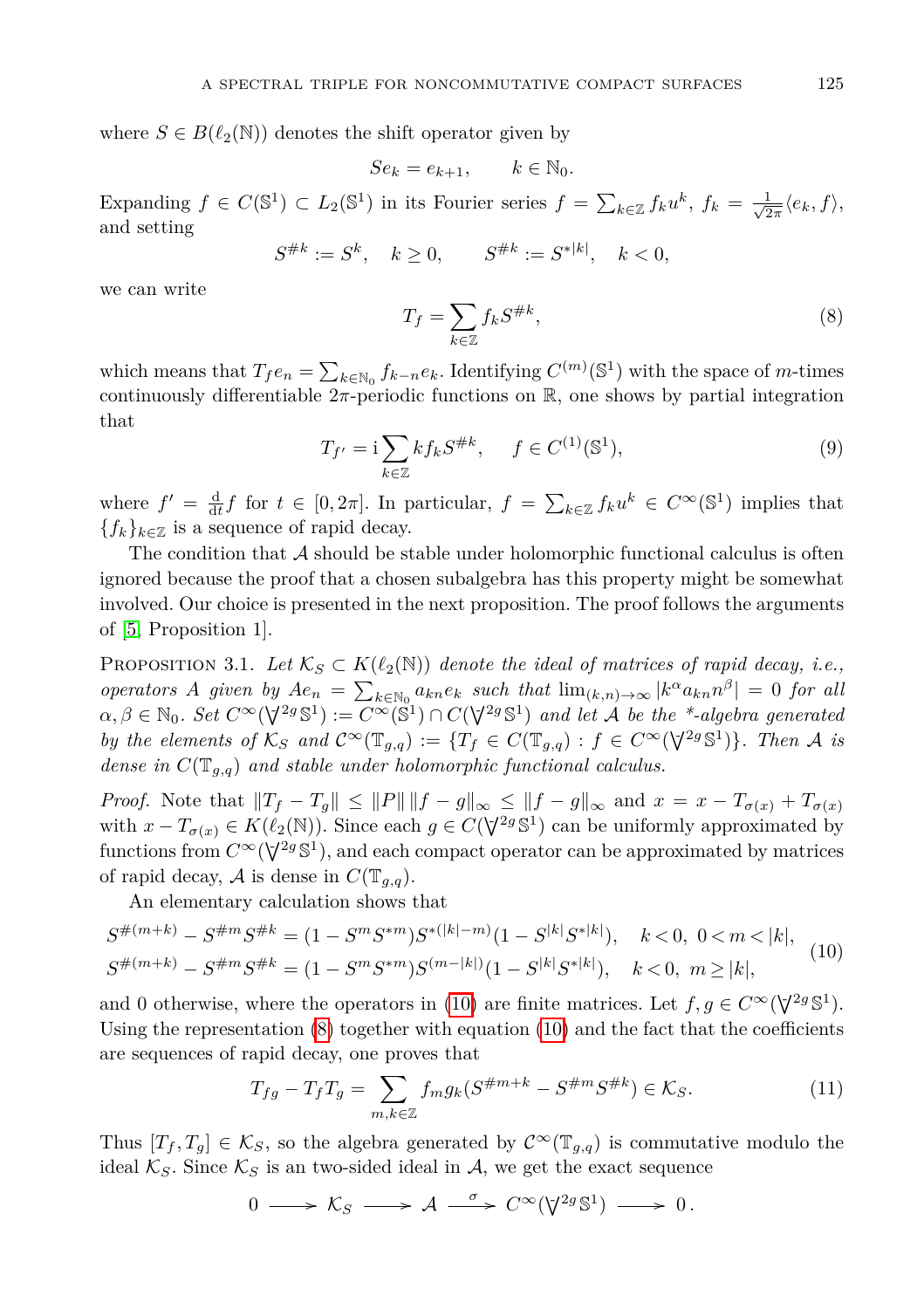where $S \in B(\ell_2(\mathbb{N}))$ denotes the shift operator given by

$$Se_k = e_{k+1}, \qquad k \in \mathbb{N}_0.$$

Expanding $f \in C(\mathbb{S}^1) \subset L_2(\mathbb{S}^1)$ in its Fourier series $f = \sum_{k\in\mathbb{Z}} f_k u^k$, $f_k = \frac{1}{\sqrt{2\pi}}\langle e_k, f\rangle$, and setting

$$S^{\#k} := S^k, \quad k \geq 0, \qquad S^{\#k} := S^{*|k|}, \quad k < 0,$$

we can write

$$T_f = \sum_{k\in\mathbb{Z}} f_k S^{\#k}, \tag{8}$$

which means that $T_f e_n = \sum_{k\in\mathbb{N}_0} f_{k-n} e_k$. Identifying $C^{(m)}(\mathbb{S}^1)$ with the space of $m$-times continuously differentiable $2\pi$-periodic functions on $\mathbb{R}$, one shows by partial integration that

$$T_{f'} = \mathrm{i}\sum_{k\in\mathbb{Z}} k f_k S^{\#k}, \qquad f \in C^{(1)}(\mathbb{S}^1), \tag{9}$$

where $f' = \frac{\mathrm{d}}{\mathrm{d}t} f$ for $t \in [0, 2\pi]$. In particular, $f = \sum_{k\in\mathbb{Z}} f_k u^k \in C^\infty(\mathbb{S}^1)$ implies that $\{f_k\}_{k\in\mathbb{Z}}$ is a sequence of rapid decay.

The condition that $\mathcal{A}$ should be stable under holomorphic functional calculus is often ignored because the proof that a chosen subalgebra has this property might be somewhat involved. Our choice is presented in the next proposition. The proof follows the arguments of [5, Proposition 1].

Proposition 3.1. *Let $\mathcal{K}_S \subset K(\ell_2(\mathbb{N}))$ denote the ideal of matrices of rapid decay, i.e., operators $A$ given by $Ae_n = \sum_{k\in\mathbb{N}_0} a_{kn} e_k$ such that $\lim_{(k,n)\to\infty} |k^\alpha a_{kn} n^\beta| = 0$ for all $\alpha, \beta \in \mathbb{N}_0$. Set $C^\infty(\forall^{2g}\mathbb{S}^1) := C^\infty(\mathbb{S}^1) \cap C(\forall^{2g}\mathbb{S}^1)$ and let $\mathcal{A}$ be the \*-algebra generated by the elements of $\mathcal{K}_S$ and $\mathcal{C}^\infty(\mathbb{T}_{g,q}) := \{T_f \in C(\mathbb{T}_{g,q}) : f \in C^\infty(\forall^{2g}\mathbb{S}^1)\}$. Then $\mathcal{A}$ is dense in $C(\mathbb{T}_{g,q})$ and stable under holomorphic functional calculus.*

*Proof.* Note that $\|T_f - T_g\| \leq \|P\|\,\|f - g\|_\infty \leq \|f - g\|_\infty$ and $x = x - T_{\sigma(x)} + T_{\sigma(x)}$ with $x - T_{\sigma(x)} \in K(\ell_2(\mathbb{N}))$. Since each $g \in C(\forall^{2g}\mathbb{S}^1)$ can be uniformly approximated by functions from $C^\infty(\forall^{2g}\mathbb{S}^1)$, and each compact operator can be approximated by matrices of rapid decay, $\mathcal{A}$ is dense in $C(\mathbb{T}_{g,q})$.

An elementary calculation shows that

$$\begin{aligned} S^{\#(m+k)} - S^{\#m}S^{\#k} &= (1 - S^m S^{*m})S^{*(|k|-m)}(1 - S^{|k|}S^{*|k|}), \quad k<0,\ 0<m<|k|,\\ S^{\#(m+k)} - S^{\#m}S^{\#k} &= (1 - S^m S^{*m})S^{(m-|k|)}(1 - S^{|k|}S^{*|k|}), \quad k<0,\ m \geq |k|, \end{aligned} \tag{10}$$

and 0 otherwise, where the operators in (10) are finite matrices. Let $f, g \in C^\infty(\forall^{2g}\mathbb{S}^1)$. Using the representation (8) together with equation (10) and the fact that the coefficients are sequences of rapid decay, one proves that

$$T_{fg} - T_f T_g = \sum_{m,k\in\mathbb{Z}} f_m g_k (S^{\#m+k} - S^{\#m}S^{\#k}) \in \mathcal{K}_S. \tag{11}$$

Thus $[T_f, T_g] \in \mathcal{K}_S$, so the algebra generated by $\mathcal{C}^\infty(\mathbb{T}_{g,q})$ is commutative modulo the ideal $\mathcal{K}_S$. Since $\mathcal{K}_S$ is an two-sided ideal in $\mathcal{A}$, we get the exact sequence

$$0 \longrightarrow \mathcal{K}_S \longrightarrow \mathcal{A} \xrightarrow{\ \sigma\ } C^\infty(\forall^{2g}\mathbb{S}^1) \longrightarrow 0\,.$$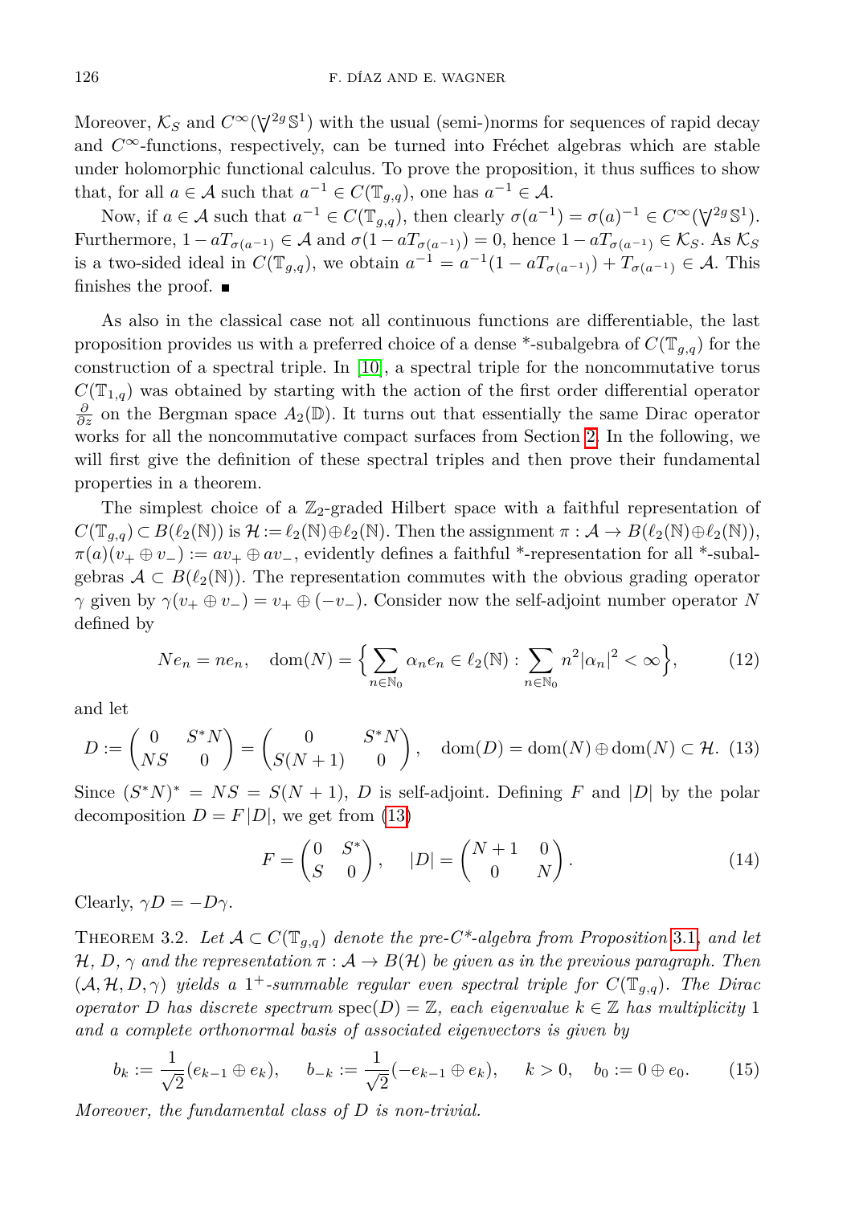Moreover, $\mathcal{K}_S$ and $C^\infty(\bigvee^{2g}\mathbb{S}^1)$ with the usual (semi-)norms for sequences of rapid decay and $C^\infty$-functions, respectively, can be turned into Fréchet algebras which are stable under holomorphic functional calculus. To prove the proposition, it thus suffices to show that, for all $a \in \mathcal{A}$ such that $a^{-1} \in C(\mathbb{T}_{g,q})$, one has $a^{-1} \in \mathcal{A}$.

Now, if $a \in \mathcal{A}$ such that $a^{-1} \in C(\mathbb{T}_{g,q})$, then clearly $\sigma(a^{-1}) = \sigma(a)^{-1} \in C^\infty(\bigvee^{2g}\mathbb{S}^1)$. Furthermore, $1 - aT_{\sigma(a^{-1})} \in \mathcal{A}$ and $\sigma(1 - aT_{\sigma(a^{-1})}) = 0$, hence $1 - aT_{\sigma(a^{-1})} \in \mathcal{K}_S$. As $\mathcal{K}_S$ is a two-sided ideal in $C(\mathbb{T}_{g,q})$, we obtain $a^{-1} = a^{-1}(1 - aT_{\sigma(a^{-1})}) + T_{\sigma(a^{-1})} \in \mathcal{A}$. This finishes the proof. ∎

As also in the classical case not all continuous functions are differentiable, the last proposition provides us with a preferred choice of a dense *-subalgebra of $C(\mathbb{T}_{g,q})$ for the construction of a spectral triple. In [10], a spectral triple for the noncommutative torus $C(\mathbb{T}_{1,q})$ was obtained by starting with the action of the first order differential operator $\frac{\partial}{\partial z}$ on the Bergman space $A_2(\mathbb{D})$. It turns out that essentially the same Dirac operator works for all the noncommutative compact surfaces from Section 2. In the following, we will first give the definition of these spectral triples and then prove their fundamental properties in a theorem.

The simplest choice of a $\mathbb{Z}_2$-graded Hilbert space with a faithful representation of $C(\mathbb{T}_{g,q}) \subset B(\ell_2(\mathbb{N}))$ is $\mathcal{H} := \ell_2(\mathbb{N}) \oplus \ell_2(\mathbb{N})$. Then the assignment $\pi : \mathcal{A} \to B(\ell_2(\mathbb{N}) \oplus \ell_2(\mathbb{N}))$, $\pi(a)(v_+ \oplus v_-) := av_+ \oplus av_-$, evidently defines a faithful *-representation for all *-subalgebras $\mathcal{A} \subset B(\ell_2(\mathbb{N}))$. The representation commutes with the obvious grading operator $\gamma$ given by $\gamma(v_+ \oplus v_-) = v_+ \oplus (-v_-)$. Consider now the self-adjoint number operator $N$ defined by

$$Ne_n = ne_n, \quad \operatorname{dom}(N) = \Big\{ \sum_{n\in\mathbb{N}_0} \alpha_n e_n \in \ell_2(\mathbb{N}) : \sum_{n\in\mathbb{N}_0} n^2 |\alpha_n|^2 < \infty \Big\}, \tag{12}$$

and let

$$D := \begin{pmatrix} 0 & S^*N \\ NS & 0 \end{pmatrix} = \begin{pmatrix} 0 & S^*N \\ S(N+1) & 0 \end{pmatrix}, \quad \operatorname{dom}(D) = \operatorname{dom}(N) \oplus \operatorname{dom}(N) \subset \mathcal{H}. \tag{13}$$

Since $(S^*N)^* = NS = S(N+1)$, $D$ is self-adjoint. Defining $F$ and $|D|$ by the polar decomposition $D = F|D|$, we get from (13)

$$F = \begin{pmatrix} 0 & S^* \\ S & 0 \end{pmatrix}, \quad |D| = \begin{pmatrix} N+1 & 0 \\ 0 & N \end{pmatrix}. \tag{14}$$

Clearly, $\gamma D = -D\gamma$.

Theorem 3.2. *Let $\mathcal{A} \subset C(\mathbb{T}_{g,q})$ denote the pre-$C^*$-algebra from Proposition 3.1, and let $\mathcal{H}$, $D$, $\gamma$ and the representation $\pi : \mathcal{A} \to B(\mathcal{H})$ be given as in the previous paragraph. Then $(\mathcal{A}, \mathcal{H}, D, \gamma)$ yields a $1^+$-summable regular even spectral triple for $C(\mathbb{T}_{g,q})$. The Dirac operator $D$ has discrete spectrum $\operatorname{spec}(D) = \mathbb{Z}$, each eigenvalue $k \in \mathbb{Z}$ has multiplicity 1 and a complete orthonormal basis of associated eigenvectors is given by*

$$b_k := \frac{1}{\sqrt{2}}(e_{k-1} \oplus e_k), \quad b_{-k} := \frac{1}{\sqrt{2}}(-e_{k-1} \oplus e_k), \quad k > 0, \quad b_0 := 0 \oplus e_0. \tag{15}$$

*Moreover, the fundamental class of $D$ is non-trivial.*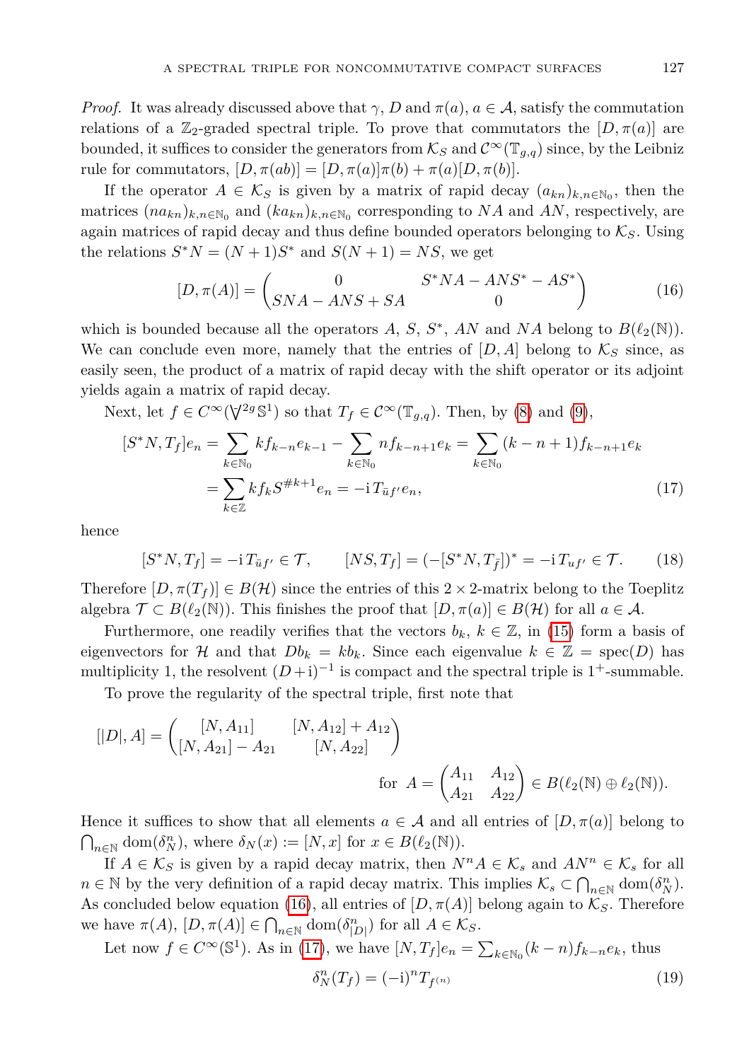*Proof.* It was already discussed above that $\gamma$, $D$ and $\pi(a)$, $a \in \mathcal{A}$, satisfy the commutation relations of a $\mathbb{Z}_2$-graded spectral triple. To prove that commutators the $[D, \pi(a)]$ are bounded, it suffices to consider the generators from $\mathcal{K}_S$ and $\mathcal{C}^\infty(\mathbb{T}_{g,q})$ since, by the Leibniz rule for commutators, $[D, \pi(ab)] = [D, \pi(a)]\pi(b) + \pi(a)[D, \pi(b)]$.

If the operator $A \in \mathcal{K}_S$ is given by a matrix of rapid decay $(a_{kn})_{k,n\in\mathbb{N}_0}$, then the matrices $(na_{kn})_{k,n\in\mathbb{N}_0}$ and $(ka_{kn})_{k,n\in\mathbb{N}_0}$ corresponding to $NA$ and $AN$, respectively, are again matrices of rapid decay and thus define bounded operators belonging to $\mathcal{K}_S$. Using the relations $S^*N = (N+1)S^*$ and $S(N+1) = NS$, we get

$$[D, \pi(A)] = \begin{pmatrix} 0 & S^*NA - ANS^* - AS^* \\ SNA - ANS + SA & 0 \end{pmatrix} \tag{16}$$

which is bounded because all the operators $A$, $S$, $S^*$, $AN$ and $NA$ belong to $B(\ell_2(\mathbb{N}))$. We can conclude even more, namely that the entries of $[D, A]$ belong to $\mathcal{K}_S$ since, as easily seen, the product of a matrix of rapid decay with the shift operator or its adjoint yields again a matrix of rapid decay.

Next, let $f \in C^\infty(\forall^{2g}\mathbb{S}^1)$ so that $T_f \in \mathcal{C}^\infty(\mathbb{T}_{g,q})$. Then, by (8) and (9),

$$\begin{aligned}
[S^*N, T_f]e_n &= \sum_{k\in\mathbb{N}_0} kf_{k-n}e_{k-1} - \sum_{k\in\mathbb{N}_0} nf_{k-n+1}e_k = \sum_{k\in\mathbb{N}_0} (k-n+1)f_{k-n+1}e_k \\
&= \sum_{k\in\mathbb{Z}} kf_k S^{\#k+1} e_n = -\mathrm{i}\, T_{\bar{u}f'} e_n,
\end{aligned} \tag{17}$$

hence

$$[S^*N, T_f] = -\mathrm{i}\, T_{\bar{u}f'} \in \mathcal{T}, \qquad [NS, T_f] = (-[S^*N, T_{\bar{f}}])^* = -\mathrm{i}\, T_{uf'} \in \mathcal{T}. \tag{18}$$

Therefore $[D, \pi(T_f)] \in B(\mathcal{H})$ since the entries of this $2 \times 2$-matrix belong to the Toeplitz algebra $\mathcal{T} \subset B(\ell_2(\mathbb{N}))$. This finishes the proof that $[D, \pi(a)] \in B(\mathcal{H})$ for all $a \in \mathcal{A}$.

Furthermore, one readily verifies that the vectors $b_k$, $k \in \mathbb{Z}$, in (15) form a basis of eigenvectors for $\mathcal{H}$ and that $Db_k = kb_k$. Since each eigenvalue $k \in \mathbb{Z} = \mathrm{spec}(D)$ has multiplicity 1, the resolvent $(D + \mathrm{i})^{-1}$ is compact and the spectral triple is $1^+$-summable.

To prove the regularity of the spectral triple, first note that

$$[|D|, A] = \begin{pmatrix} [N, A_{11}] & [N, A_{12}] + A_{12} \\ [N, A_{21}] - A_{21} & [N, A_{22}] \end{pmatrix}$$

$$\text{for } A = \begin{pmatrix} A_{11} & A_{12} \\ A_{21} & A_{22} \end{pmatrix} \in B(\ell_2(\mathbb{N}) \oplus \ell_2(\mathbb{N})).$$

Hence it suffices to show that all elements $a \in \mathcal{A}$ and all entries of $[D, \pi(a)]$ belong to $\bigcap_{n\in\mathbb{N}} \mathrm{dom}(\delta_N^n)$, where $\delta_N(x) := [N, x]$ for $x \in B(\ell_2(\mathbb{N}))$.

If $A \in \mathcal{K}_S$ is given by a rapid decay matrix, then $N^nA \in \mathcal{K}_s$ and $AN^n \in \mathcal{K}_s$ for all $n \in \mathbb{N}$ by the very definition of a rapid decay matrix. This implies $\mathcal{K}_s \subset \bigcap_{n\in\mathbb{N}} \mathrm{dom}(\delta_N^n)$. As concluded below equation (16), all entries of $[D, \pi(A)]$ belong again to $\mathcal{K}_S$. Therefore we have $\pi(A)$, $[D, \pi(A)] \in \bigcap_{n\in\mathbb{N}} \mathrm{dom}(\delta_{|D|}^n)$ for all $A \in \mathcal{K}_S$.

Let now $f \in C^\infty(\mathbb{S}^1)$. As in (17), we have $[N, T_f]e_n = \sum_{k\in\mathbb{N}_0}(k-n)f_{k-n}e_k$, thus

$$\delta_N^n(T_f) = (-\mathrm{i})^n T_{f^{(n)}} \tag{19}$$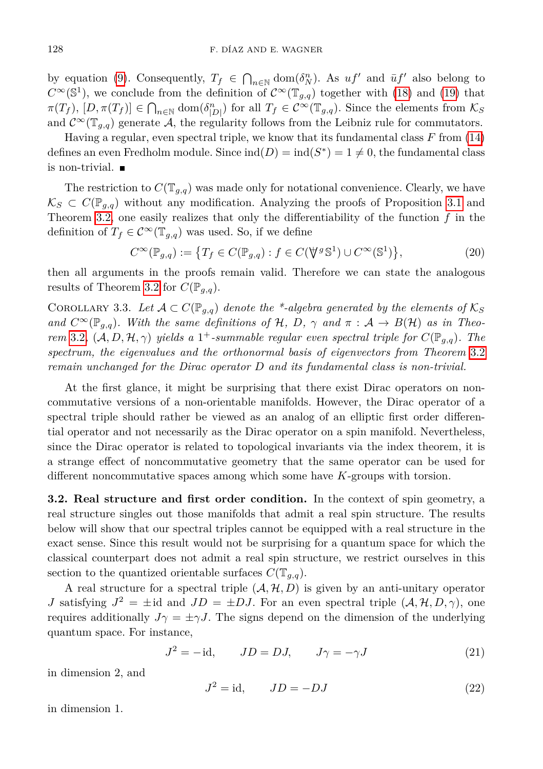by equation (9). Consequently, $T_f \in \bigcap_{n\in\mathbb{N}} \mathrm{dom}(\delta_N^n)$. As $uf'$ and $\bar{u}f'$ also belong to $C^\infty(\mathbb{S}^1)$, we conclude from the definition of $\mathcal{C}^\infty(\mathbb{T}_{g,q})$ together with (18) and (19) that $\pi(T_f)$, $[D, \pi(T_f)] \in \bigcap_{n\in\mathbb{N}} \mathrm{dom}(\delta_{|D|}^n)$ for all $T_f \in \mathcal{C}^\infty(\mathbb{T}_{g,q})$. Since the elements from $\mathcal{K}_S$ and $\mathcal{C}^\infty(\mathbb{T}_{g,q})$ generate $\mathcal{A}$, the regularity follows from the Leibniz rule for commutators.

Having a regular, even spectral triple, we know that its fundamental class $F$ from (14) defines an even Fredholm module. Since $\mathrm{ind}(D) = \mathrm{ind}(S^*) = 1 \neq 0$, the fundamental class is non-trivial. ∎

The restriction to $C(\mathbb{T}_{g,q})$ was made only for notational convenience. Clearly, we have $\mathcal{K}_S \subset C(\mathbb{P}_{g,q})$ without any modification. Analyzing the proofs of Proposition 3.1 and Theorem 3.2, one easily realizes that only the differentiability of the function $f$ in the definition of $T_f \in \mathcal{C}^\infty(\mathbb{T}_{g,q})$ was used. So, if we define

$$C^\infty(\mathbb{P}_{g,q}) := \{T_f \in C(\mathbb{P}_{g,q}) : f \in C(\forall^g \mathbb{S}^1) \cup C^\infty(\mathbb{S}^1)\}, \tag{20}$$

then all arguments in the proofs remain valid. Therefore we can state the analogous results of Theorem 3.2 for $C(\mathbb{P}_{g,q})$.

Corollary 3.3. *Let $\mathcal{A} \subset C(\mathbb{P}_{g,q})$ denote the \*-algebra generated by the elements of $\mathcal{K}_S$ and $C^\infty(\mathbb{P}_{g,q})$. With the same definitions of $\mathcal{H}$, $D$, $\gamma$ and $\pi : \mathcal{A} \to B(\mathcal{H})$ as in Theorem 3.2, $(\mathcal{A}, D, \mathcal{H}, \gamma)$ yields a $1^+$-summable regular even spectral triple for $C(\mathbb{P}_{g,q})$. The spectrum, the eigenvalues and the orthonormal basis of eigenvectors from Theorem 3.2 remain unchanged for the Dirac operator $D$ and its fundamental class is non-trivial.*

At the first glance, it might be surprising that there exist Dirac operators on noncommutative versions of a non-orientable manifolds. However, the Dirac operator of a spectral triple should rather be viewed as an analog of an elliptic first order differential operator and not necessarily as the Dirac operator on a spin manifold. Nevertheless, since the Dirac operator is related to topological invariants via the index theorem, it is a strange effect of noncommutative geometry that the same operator can be used for different noncommutative spaces among which some have $K$-groups with torsion.

**3.2. Real structure and first order condition.** In the context of spin geometry, a real structure singles out those manifolds that admit a real spin structure. The results below will show that our spectral triples cannot be equipped with a real structure in the exact sense. Since this result would not be surprising for a quantum space for which the classical counterpart does not admit a real spin structure, we restrict ourselves in this section to the quantized orientable surfaces $C(\mathbb{T}_{g,q})$.

A real structure for a spectral triple $(\mathcal{A}, \mathcal{H}, D)$ is given by an anti-unitary operator $J$ satisfying $J^2 = \pm\mathrm{id}$ and $JD = \pm DJ$. For an even spectral triple $(\mathcal{A}, \mathcal{H}, D, \gamma)$, one requires additionally $J\gamma = \pm\gamma J$. The signs depend on the dimension of the underlying quantum space. For instance,

$$J^2 = -\mathrm{id}, \qquad JD = DJ, \qquad J\gamma = -\gamma J \tag{21}$$

in dimension 2, and

$$J^2 = \mathrm{id}, \qquad JD = -DJ \tag{22}$$

in dimension 1.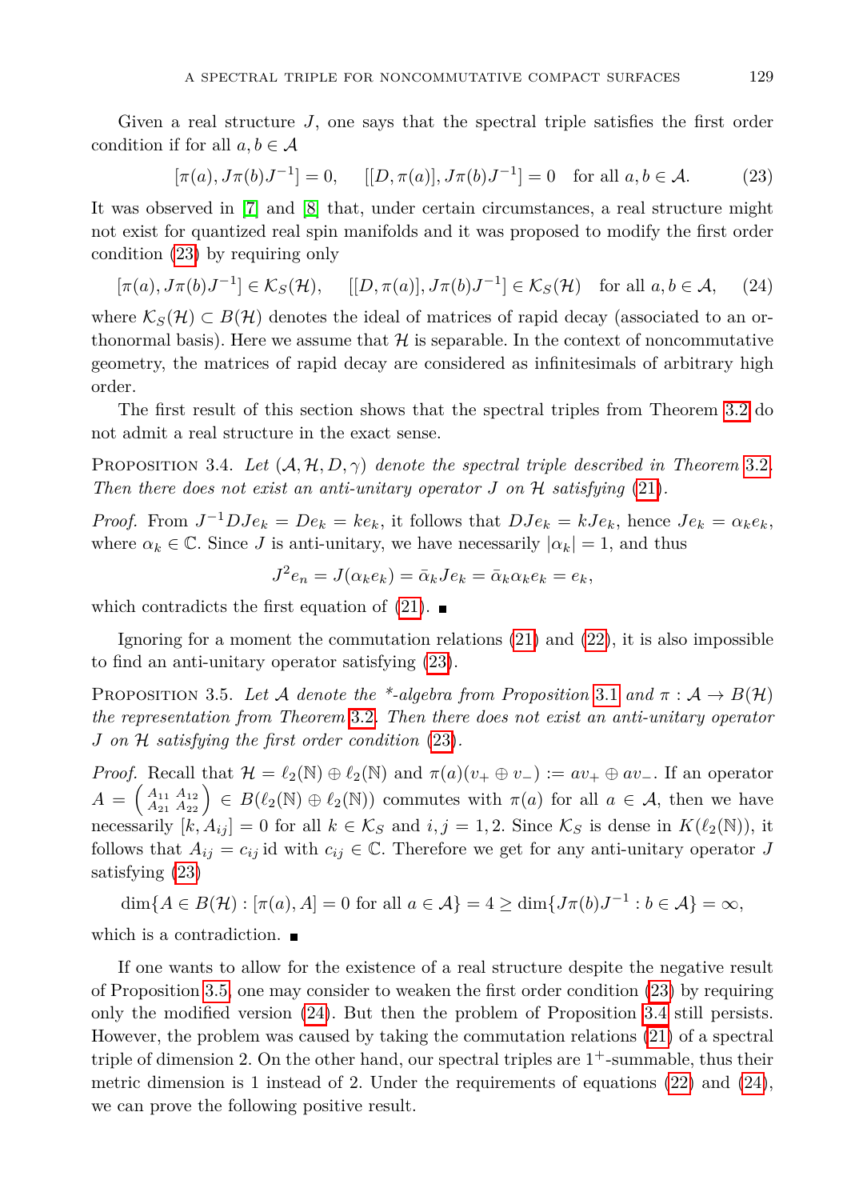Given a real structure $J$, one says that the spectral triple satisfies the first order condition if for all $a, b \in \mathcal{A}$

$$[\pi(a), J\pi(b)J^{-1}] = 0, \quad [[D, \pi(a)], J\pi(b)J^{-1}] = 0 \quad \text{for all } a, b \in \mathcal{A}. \tag{23}$$

It was observed in [7] and [8] that, under certain circumstances, a real structure might not exist for quantized real spin manifolds and it was proposed to modify the first order condition (23) by requiring only

$$[\pi(a), J\pi(b)J^{-1}] \in \mathcal{K}_S(\mathcal{H}), \quad [[D, \pi(a)], J\pi(b)J^{-1}] \in \mathcal{K}_S(\mathcal{H}) \quad \text{for all } a, b \in \mathcal{A}, \tag{24}$$

where $\mathcal{K}_S(\mathcal{H}) \subset B(\mathcal{H})$ denotes the ideal of matrices of rapid decay (associated to an orthonormal basis). Here we assume that $\mathcal{H}$ is separable. In the context of noncommutative geometry, the matrices of rapid decay are considered as infinitesimals of arbitrary high order.

The first result of this section shows that the spectral triples from Theorem 3.2 do not admit a real structure in the exact sense.

Proposition 3.4. *Let $(\mathcal{A}, \mathcal{H}, D, \gamma)$ denote the spectral triple described in Theorem 3.2. Then there does not exist an anti-unitary operator $J$ on $\mathcal{H}$ satisfying (21).*

*Proof.* From $J^{-1}DJe_k = De_k = ke_k$, it follows that $DJe_k = kJe_k$, hence $Je_k = \alpha_k e_k$, where $\alpha_k \in \mathbb{C}$. Since $J$ is anti-unitary, we have necessarily $|\alpha_k| = 1$, and thus

$$J^2 e_n = J(\alpha_k e_k) = \bar{\alpha}_k J e_k = \bar{\alpha}_k \alpha_k e_k = e_k,$$

which contradicts the first equation of (21). ∎

Ignoring for a moment the commutation relations (21) and (22), it is also impossible to find an anti-unitary operator satisfying (23).

Proposition 3.5. *Let $\mathcal{A}$ denote the \*-algebra from Proposition 3.1 and $\pi : \mathcal{A} \to B(\mathcal{H})$ the representation from Theorem 3.2. Then there does not exist an anti-unitary operator $J$ on $\mathcal{H}$ satisfying the first order condition (23).*

*Proof.* Recall that $\mathcal{H} = \ell_2(\mathbb{N}) \oplus \ell_2(\mathbb{N})$ and $\pi(a)(v_+ \oplus v_-) := av_+ \oplus av_-$. If an operator $A = \begin{pmatrix} A_{11} & A_{12} \\ A_{21} & A_{22} \end{pmatrix} \in B(\ell_2(\mathbb{N}) \oplus \ell_2(\mathbb{N}))$ commutes with $\pi(a)$ for all $a \in \mathcal{A}$, then we have necessarily $[k, A_{ij}] = 0$ for all $k \in \mathcal{K}_S$ and $i, j = 1, 2$. Since $\mathcal{K}_S$ is dense in $K(\ell_2(\mathbb{N}))$, it follows that $A_{ij} = c_{ij}\,\mathrm{id}$ with $c_{ij} \in \mathbb{C}$. Therefore we get for any anti-unitary operator $J$ satisfying (23)

$$\dim\{A \in B(\mathcal{H}) : [\pi(a), A] = 0 \text{ for all } a \in \mathcal{A}\} = 4 \geq \dim\{J\pi(b)J^{-1} : b \in \mathcal{A}\} = \infty,$$

which is a contradiction. ∎

If one wants to allow for the existence of a real structure despite the negative result of Proposition 3.5, one may consider to weaken the first order condition (23) by requiring only the modified version (24). But then the problem of Proposition 3.4 still persists. However, the problem was caused by taking the commutation relations (21) of a spectral triple of dimension 2. On the other hand, our spectral triples are $1^+$-summable, thus their metric dimension is 1 instead of 2. Under the requirements of equations (22) and (24), we can prove the following positive result.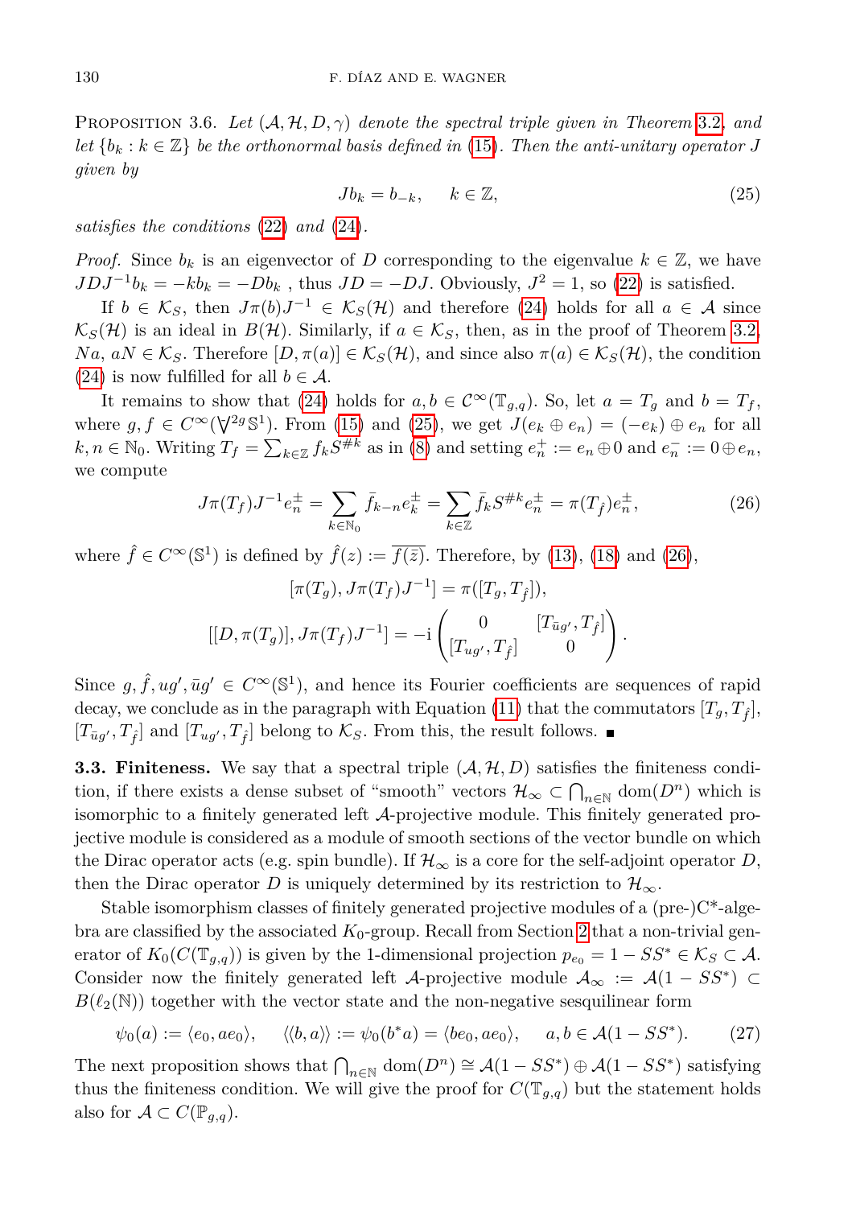Proposition 3.6. *Let $(\mathcal{A}, \mathcal{H}, D, \gamma)$ denote the spectral triple given in Theorem 3.2, and let $\{b_k : k \in \mathbb{Z}\}$ be the orthonormal basis defined in (15). Then the anti-unitary operator $J$ given by*

$$Jb_k = b_{-k}, \qquad k \in \mathbb{Z}, \tag{25}$$

*satisfies the conditions (22) and (24).*

*Proof.* Since $b_k$ is an eigenvector of $D$ corresponding to the eigenvalue $k \in \mathbb{Z}$, we have $JDJ^{-1}b_k = -kb_k = -Db_k$ , thus $JD = -DJ$. Obviously, $J^2 = 1$, so (22) is satisfied.

If $b \in \mathcal{K}_S$, then $J\pi(b)J^{-1} \in \mathcal{K}_S(\mathcal{H})$ and therefore (24) holds for all $a \in \mathcal{A}$ since $\mathcal{K}_S(\mathcal{H})$ is an ideal in $B(\mathcal{H})$. Similarly, if $a \in \mathcal{K}_S$, then, as in the proof of Theorem 3.2, $Na$, $aN \in \mathcal{K}_S$. Therefore $[D, \pi(a)] \in \mathcal{K}_S(\mathcal{H})$, and since also $\pi(a) \in \mathcal{K}_S(\mathcal{H})$, the condition (24) is now fulfilled for all $b \in \mathcal{A}$.

It remains to show that (24) holds for $a, b \in \mathcal{C}^\infty(\mathbb{T}_{g,q})$. So, let $a = T_g$ and $b = T_f$, where $g, f \in C^\infty(\bigvee^{2g}\mathbb{S}^1)$. From (15) and (25), we get $J(e_k \oplus e_n) = (-e_k) \oplus e_n$ for all $k, n \in \mathbb{N}_0$. Writing $T_f = \sum_{k\in\mathbb{Z}} f_k S^{\#k}$ as in (8) and setting $e_n^+ := e_n \oplus 0$ and $e_n^- := 0 \oplus e_n$, we compute

$$J\pi(T_f)J^{-1}e_n^{\pm} = \sum_{k\in\mathbb{N}_0} \bar{f}_{k-n} e_k^{\pm} = \sum_{k\in\mathbb{Z}} \bar{f}_k S^{\#k} e_n^{\pm} = \pi(T_{\hat{f}})e_n^{\pm}, \tag{26}$$

where $\hat{f} \in C^\infty(\mathbb{S}^1)$ is defined by $\hat{f}(z) := \overline{f(\bar{z})}$. Therefore, by (13), (18) and (26),

$$[\pi(T_g), J\pi(T_f)J^{-1}] = \pi([T_g, T_{\hat{f}}]),$$

$$[[D, \pi(T_g)], J\pi(T_f)J^{-1}] = -\mathrm{i}\begin{pmatrix} 0 & [T_{\bar{u}g'}, T_{\hat{f}}] \\ [T_{ug'}, T_{\hat{f}}] & 0 \end{pmatrix}.$$

Since $g, \hat{f}, ug', \bar{u}g' \in C^\infty(\mathbb{S}^1)$, and hence its Fourier coefficients are sequences of rapid decay, we conclude as in the paragraph with Equation (11) that the commutators $[T_g, T_{\hat{f}}]$, $[T_{\bar{u}g'}, T_{\hat{f}}]$ and $[T_{ug'}, T_{\hat{f}}]$ belong to $\mathcal{K}_S$. From this, the result follows. ∎

**3.3. Finiteness.** We say that a spectral triple $(\mathcal{A}, \mathcal{H}, D)$ satisfies the finiteness condition, if there exists a dense subset of "smooth" vectors $\mathcal{H}_\infty \subset \bigcap_{n\in\mathbb{N}} \mathrm{dom}(D^n)$ which is isomorphic to a finitely generated left $\mathcal{A}$-projective module. This finitely generated projective module is considered as a module of smooth sections of the vector bundle on which the Dirac operator acts (e.g. spin bundle). If $\mathcal{H}_\infty$ is a core for the self-adjoint operator $D$, then the Dirac operator $D$ is uniquely determined by its restriction to $\mathcal{H}_\infty$.

Stable isomorphism classes of finitely generated projective modules of a (pre-)C\*-algebra are classified by the associated $K_0$-group. Recall from Section 2 that a non-trivial generator of $K_0(C(\mathbb{T}_{g,q}))$ is given by the 1-dimensional projection $p_{e_0} = 1 - SS^* \in \mathcal{K}_S \subset \mathcal{A}$. Consider now the finitely generated left $\mathcal{A}$-projective module $\mathcal{A}_\infty := \mathcal{A}(1 - SS^*) \subset B(\ell_2(\mathbb{N}))$ together with the vector state and the non-negative sesquilinear form

$$\psi_0(a) := \langle e_0, ae_0\rangle, \quad \langle\langle b, a\rangle\rangle := \psi_0(b^*a) = \langle be_0, ae_0\rangle, \quad a, b \in \mathcal{A}(1 - SS^*). \tag{27}$$

The next proposition shows that $\bigcap_{n\in\mathbb{N}} \mathrm{dom}(D^n) \cong \mathcal{A}(1 - SS^*) \oplus \mathcal{A}(1 - SS^*)$ satisfying thus the finiteness condition. We will give the proof for $C(\mathbb{T}_{g,q})$ but the statement holds also for $\mathcal{A} \subset C(\mathbb{P}_{g,q})$.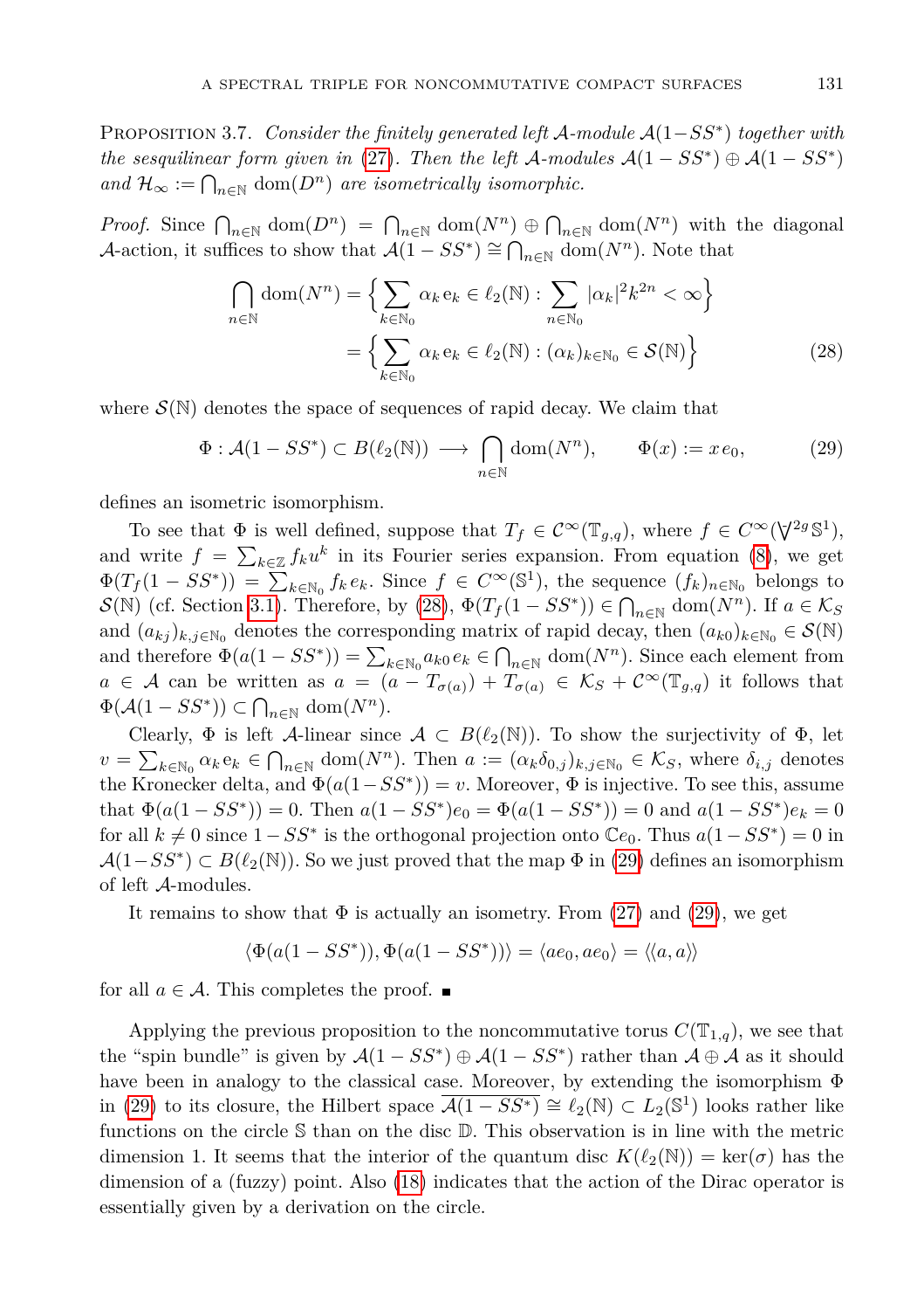**Proposition 3.7.** *Consider the finitely generated left $\mathcal{A}$-module $\mathcal{A}(1-SS^*)$ together with the sesquilinear form given in (27). Then the left $\mathcal{A}$-modules $\mathcal{A}(1-SS^*)\oplus\mathcal{A}(1-SS^*)$ and $\mathcal{H}_\infty := \bigcap_{n\in\mathbb{N}} \mathrm{dom}(D^n)$ are isometrically isomorphic.*

*Proof.* Since $\bigcap_{n\in\mathbb{N}} \mathrm{dom}(D^n) = \bigcap_{n\in\mathbb{N}} \mathrm{dom}(N^n) \oplus \bigcap_{n\in\mathbb{N}} \mathrm{dom}(N^n)$ with the diagonal $\mathcal{A}$-action, it suffices to show that $\mathcal{A}(1-SS^*) \cong \bigcap_{n\in\mathbb{N}} \mathrm{dom}(N^n)$. Note that

$$
\begin{aligned}
\bigcap_{n\in\mathbb{N}} \mathrm{dom}(N^n) &= \Big\{ \sum_{k\in\mathbb{N}_0} \alpha_k \,\mathrm{e}_k \in \ell_2(\mathbb{N}) : \sum_{n\in\mathbb{N}_0} |\alpha_k|^2 k^{2n} < \infty \Big\} \\
&= \Big\{ \sum_{k\in\mathbb{N}_0} \alpha_k \,\mathrm{e}_k \in \ell_2(\mathbb{N}) : (\alpha_k)_{k\in\mathbb{N}_0} \in \mathcal{S}(\mathbb{N}) \Big\}
\end{aligned} \tag{28}
$$

where $\mathcal{S}(\mathbb{N})$ denotes the space of sequences of rapid decay. We claim that

$$
\Phi : \mathcal{A}(1-SS^*) \subset B(\ell_2(\mathbb{N})) \longrightarrow \bigcap_{n\in\mathbb{N}} \mathrm{dom}(N^n), \qquad \Phi(x) := x\, e_0, \tag{29}
$$

defines an isometric isomorphism.

To see that $\Phi$ is well defined, suppose that $T_f \in \mathcal{C}^\infty(\mathbb{T}_{g,q})$, where $f \in C^\infty(\bigvee^{2g}\mathbb{S}^1)$, and write $f = \sum_{k\in\mathbb{Z}} f_k u^k$ in its Fourier series expansion. From equation (8), we get $\Phi(T_f(1-SS^*)) = \sum_{k\in\mathbb{N}_0} f_k\, e_k$. Since $f \in C^\infty(\mathbb{S}^1)$, the sequence $(f_k)_{n\in\mathbb{N}_0}$ belongs to $\mathcal{S}(\mathbb{N})$ (cf. Section 3.1). Therefore, by (28), $\Phi(T_f(1-SS^*)) \in \bigcap_{n\in\mathbb{N}} \mathrm{dom}(N^n)$. If $a \in \mathcal{K}_S$ and $(a_{kj})_{k,j\in\mathbb{N}_0}$ denotes the corresponding matrix of rapid decay, then $(a_{k0})_{k\in\mathbb{N}_0} \in \mathcal{S}(\mathbb{N})$ and therefore $\Phi(a(1-SS^*)) = \sum_{k\in\mathbb{N}_0} a_{k0}\, e_k \in \bigcap_{n\in\mathbb{N}} \mathrm{dom}(N^n)$. Since each element from $a \in \mathcal{A}$ can be written as $a = (a - T_{\sigma(a)}) + T_{\sigma(a)} \in \mathcal{K}_S + \mathcal{C}^\infty(\mathbb{T}_{g,q})$ it follows that $\Phi(\mathcal{A}(1-SS^*)) \subset \bigcap_{n\in\mathbb{N}} \mathrm{dom}(N^n)$.

Clearly, $\Phi$ is left $\mathcal{A}$-linear since $\mathcal{A} \subset B(\ell_2(\mathbb{N}))$. To show the surjectivity of $\Phi$, let $v = \sum_{k\in\mathbb{N}_0} \alpha_k \mathrm{e}_k \in \bigcap_{n\in\mathbb{N}} \mathrm{dom}(N^n)$. Then $a := (\alpha_k \delta_{0,j})_{k,j\in\mathbb{N}_0} \in \mathcal{K}_S$, where $\delta_{i,j}$ denotes the Kronecker delta, and $\Phi(a(1-SS^*)) = v$. Moreover, $\Phi$ is injective. To see this, assume that $\Phi(a(1-SS^*)) = 0$. Then $a(1-SS^*)e_0 = \Phi(a(1-SS^*)) = 0$ and $a(1-SS^*)e_k = 0$ for all $k \neq 0$ since $1-SS^*$ is the orthogonal projection onto $\mathbb{C}e_0$. Thus $a(1-SS^*) = 0$ in $\mathcal{A}(1-SS^*) \subset B(\ell_2(\mathbb{N}))$. So we just proved that the map $\Phi$ in (29) defines an isomorphism of left $\mathcal{A}$-modules.

It remains to show that $\Phi$ is actually an isometry. From (27) and (29), we get

$$
\langle \Phi(a(1-SS^*)), \Phi(a(1-SS^*)) \rangle = \langle ae_0, ae_0 \rangle = \langle\!\langle a, a \rangle\!\rangle
$$

for all $a \in \mathcal{A}$. This completes the proof. ∎

Applying the previous proposition to the noncommutative torus $C(\mathbb{T}_{1,q})$, we see that the "spin bundle" is given by $\mathcal{A}(1-SS^*)\oplus\mathcal{A}(1-SS^*)$ rather than $\mathcal{A}\oplus\mathcal{A}$ as it should have been in analogy to the classical case. Moreover, by extending the isomorphism $\Phi$ in (29) to its closure, the Hilbert space $\overline{\mathcal{A}(1-SS^*)} \cong \ell_2(\mathbb{N}) \subset L_2(\mathbb{S}^1)$ looks rather like functions on the circle $\mathbb{S}$ than on the disc $\mathbb{D}$. This observation is in line with the metric dimension 1. It seems that the interior of the quantum disc $K(\ell_2(\mathbb{N})) = \ker(\sigma)$ has the dimension of a (fuzzy) point. Also (18) indicates that the action of the Dirac operator is essentially given by a derivation on the circle.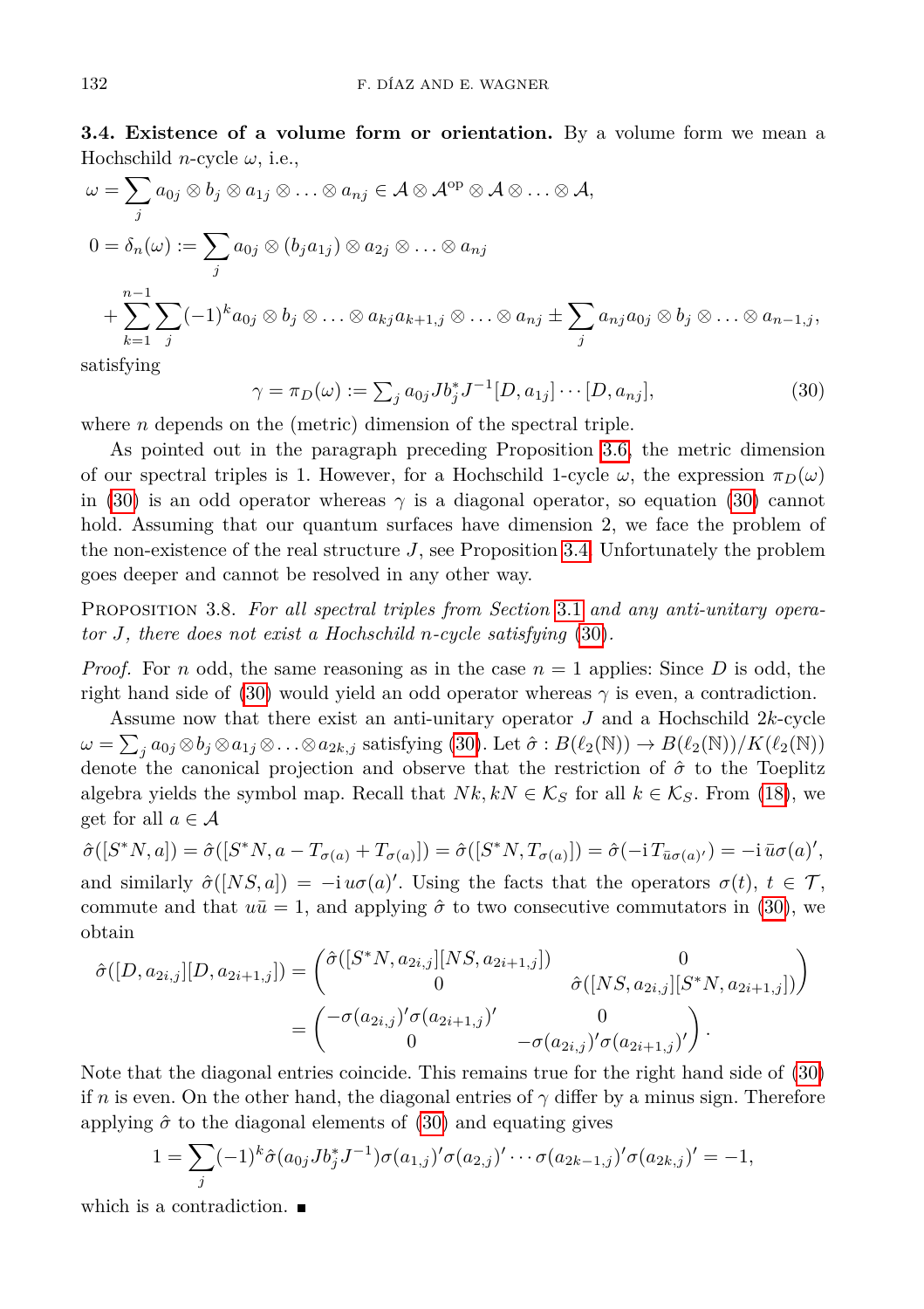**3.4. Existence of a volume form or orientation.** By a volume form we mean a Hochschild $n$-cycle $\omega$, i.e.,

$$
\begin{aligned}
\omega &= \sum_j a_{0j} \otimes b_j \otimes a_{1j} \otimes \ldots \otimes a_{nj} \in \mathcal{A} \otimes \mathcal{A}^{\rm op} \otimes \mathcal{A} \otimes \ldots \otimes \mathcal{A}, \\
0 &= \delta_n(\omega) := \sum_j a_{0j} \otimes (b_j a_{1j}) \otimes a_{2j} \otimes \ldots \otimes a_{nj} \\
&\quad + \sum_{k=1}^{n-1} \sum_j (-1)^k a_{0j} \otimes b_j \otimes \ldots \otimes a_{kj} a_{k+1,j} \otimes \ldots \otimes a_{nj} \pm \sum_j a_{nj} a_{0j} \otimes b_j \otimes \ldots \otimes a_{n-1,j},
\end{aligned}
$$

satisfying

$$
\gamma = \pi_D(\omega) := \textstyle\sum_j a_{0j} J b_j^* J^{-1} [D, a_{1j}] \cdots [D, a_{nj}], \tag{30}
$$

where $n$ depends on the (metric) dimension of the spectral triple.

As pointed out in the paragraph preceding Proposition 3.6, the metric dimension of our spectral triples is 1. However, for a Hochschild 1-cycle $\omega$, the expression $\pi_D(\omega)$ in (30) is an odd operator whereas $\gamma$ is a diagonal operator, so equation (30) cannot hold. Assuming that our quantum surfaces have dimension 2, we face the problem of the non-existence of the real structure $J$, see Proposition 3.4. Unfortunately the problem goes deeper and cannot be resolved in any other way.

Proposition 3.8. *For all spectral triples from Section 3.1 and any anti-unitary operator $J$, there does not exist a Hochschild $n$-cycle satisfying (30).*

*Proof.* For $n$ odd, the same reasoning as in the case $n = 1$ applies: Since $D$ is odd, the right hand side of (30) would yield an odd operator whereas $\gamma$ is even, a contradiction.

Assume now that there exist an anti-unitary operator $J$ and a Hochschild $2k$-cycle $\omega = \sum_j a_{0j} \otimes b_j \otimes a_{1j} \otimes \ldots \otimes a_{2k,j}$ satisfying (30). Let $\hat{\sigma} : B(\ell_2(\mathbb{N})) \to B(\ell_2(\mathbb{N}))/K(\ell_2(\mathbb{N}))$ denote the canonical projection and observe that the restriction of $\hat{\sigma}$ to the Toeplitz algebra yields the symbol map. Recall that $Nk, kN \in \mathcal{K}_S$ for all $k \in \mathcal{K}_S$. From (18), we get for all $a \in \mathcal{A}$

$$
\hat{\sigma}([S^*N, a]) = \hat{\sigma}([S^*N, a - T_{\sigma(a)} + T_{\sigma(a)}]) = \hat{\sigma}([S^*N, T_{\sigma(a)}]) = \hat{\sigma}(-\mathrm{i}\, T_{\bar{u}\sigma(a)'}) = -\mathrm{i}\, \bar{u}\sigma(a)',
$$

and similarly $\hat{\sigma}([NS, a]) = -\mathrm{i}\, u\sigma(a)'$. Using the facts that the operators $\sigma(t)$, $t \in \mathcal{T}$, commute and that $u\bar{u} = 1$, and applying $\hat{\sigma}$ to two consecutive commutators in (30), we obtain

$$
\begin{aligned}
\hat{\sigma}([D, a_{2i,j}][D, a_{2i+1,j}]) &= \begin{pmatrix} \hat{\sigma}([S^*N, a_{2i,j}][NS, a_{2i+1,j}]) & 0 \\ 0 & \hat{\sigma}([NS, a_{2i,j}][S^*N, a_{2i+1,j}]) \end{pmatrix} \\
&= \begin{pmatrix} -\sigma(a_{2i,j})'\sigma(a_{2i+1,j})' & 0 \\ 0 & -\sigma(a_{2i,j})'\sigma(a_{2i+1,j})' \end{pmatrix}.
\end{aligned}
$$

Note that the diagonal entries coincide. This remains true for the right hand side of (30) if $n$ is even. On the other hand, the diagonal entries of $\gamma$ differ by a minus sign. Therefore applying $\hat{\sigma}$ to the diagonal elements of (30) and equating gives

$$
1 = \sum_j (-1)^k \hat{\sigma}(a_{0j} J b_j^* J^{-1}) \sigma(a_{1,j})' \sigma(a_{2,j})' \cdots \sigma(a_{2k-1,j})' \sigma(a_{2k,j})' = -1,
$$

which is a contradiction. ∎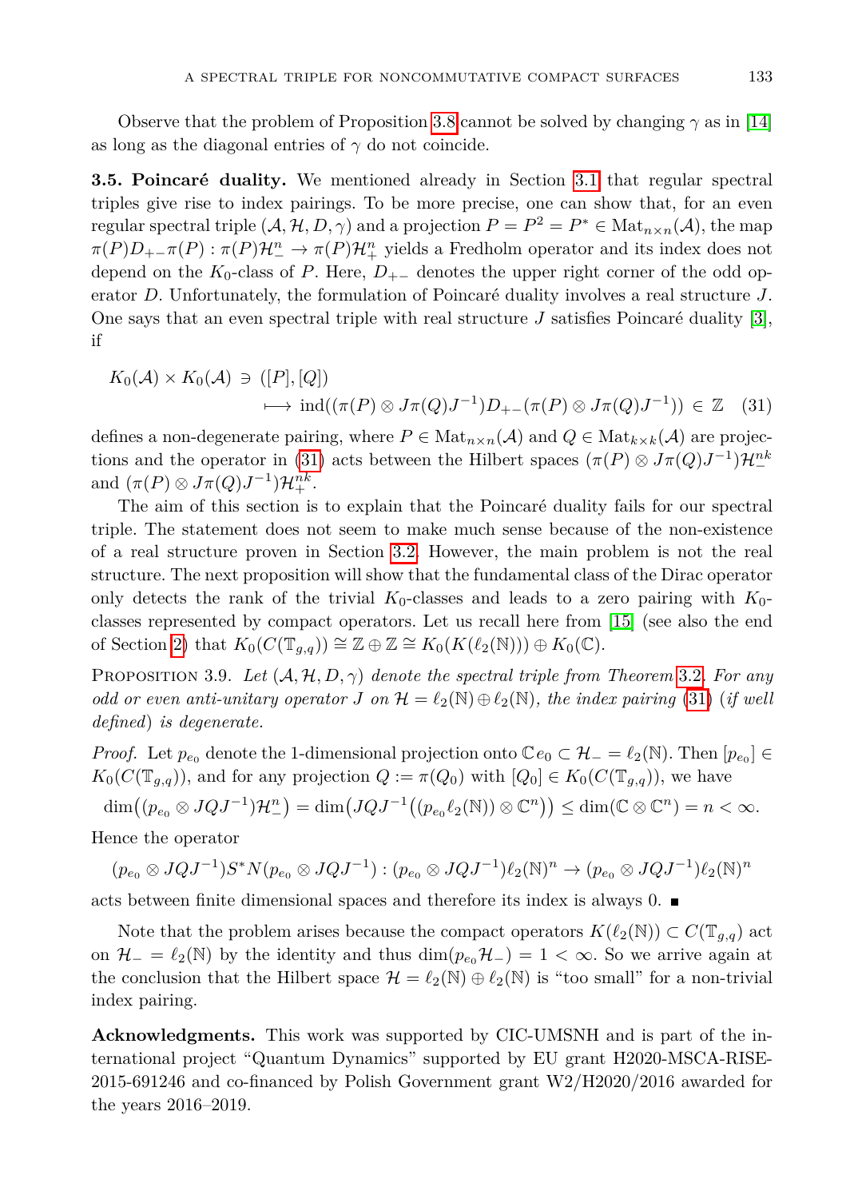Observe that the problem of Proposition 3.8 cannot be solved by changing $\gamma$ as in [14] as long as the diagonal entries of $\gamma$ do not coincide.

**3.5. Poincaré duality.** We mentioned already in Section 3.1 that regular spectral triples give rise to index pairings. To be more precise, one can show that, for an even regular spectral triple $(\mathcal{A}, \mathcal{H}, D, \gamma)$ and a projection $P = P^2 = P^* \in \mathrm{Mat}_{n\times n}(\mathcal{A})$, the map $\pi(P)D_{+-}\pi(P) : \pi(P)\mathcal{H}_-^n \to \pi(P)\mathcal{H}_+^n$ yields a Fredholm operator and its index does not depend on the $K_0$-class of $P$. Here, $D_{+-}$ denotes the upper right corner of the odd operator $D$. Unfortunately, the formulation of Poincaré duality involves a real structure $J$. One says that an even spectral triple with real structure $J$ satisfies Poincaré duality [3], if

$$
\begin{aligned}
K_0(\mathcal{A}) \times K_0(\mathcal{A}) \ni\ &([P], [Q]) \\
&\longmapsto \mathrm{ind}((\pi(P) \otimes J\pi(Q)J^{-1})D_{+-}(\pi(P) \otimes J\pi(Q)J^{-1})) \in \mathbb{Z} \quad (31)
\end{aligned}
$$

defines a non-degenerate pairing, where $P \in \mathrm{Mat}_{n\times n}(\mathcal{A})$ and $Q \in \mathrm{Mat}_{k\times k}(\mathcal{A})$ are projections and the operator in (31) acts between the Hilbert spaces $(\pi(P) \otimes J\pi(Q)J^{-1})\mathcal{H}_-^{nk}$ and $(\pi(P) \otimes J\pi(Q)J^{-1})\mathcal{H}_+^{nk}$.

The aim of this section is to explain that the Poincaré duality fails for our spectral triple. The statement does not seem to make much sense because of the non-existence of a real structure proven in Section 3.2. However, the main problem is not the real structure. The next proposition will show that the fundamental class of the Dirac operator only detects the rank of the trivial $K_0$-classes and leads to a zero pairing with $K_0$-classes represented by compact operators. Let us recall here from [15] (see also the end of Section 2) that $K_0(C(\mathbb{T}_{g,q})) \cong \mathbb{Z} \oplus \mathbb{Z} \cong K_0(K(\ell_2(\mathbb{N}))) \oplus K_0(\mathbb{C})$.

Proposition 3.9. *Let $(\mathcal{A}, \mathcal{H}, D, \gamma)$ denote the spectral triple from Theorem 3.2. For any odd or even anti-unitary operator $J$ on $\mathcal{H} = \ell_2(\mathbb{N}) \oplus \ell_2(\mathbb{N})$, the index pairing (31) (if well defined) is degenerate.*

*Proof.* Let $p_{e_0}$ denote the 1-dimensional projection onto $\mathbb{C}e_0 \subset \mathcal{H}_- = \ell_2(\mathbb{N})$. Then $[p_{e_0}] \in K_0(C(\mathbb{T}_{g,q}))$, and for any projection $Q := \pi(Q_0)$ with $[Q_0] \in K_0(C(\mathbb{T}_{g,q}))$, we have

$$
\dim\big((p_{e_0} \otimes JQJ^{-1})\mathcal{H}_-^n\big) = \dim\big(JQJ^{-1}\big((p_{e_0}\ell_2(\mathbb{N})) \otimes \mathbb{C}^n\big)\big) \le \dim(\mathbb{C} \otimes \mathbb{C}^n) = n < \infty.
$$

Hence the operator

$$
(p_{e_0} \otimes JQJ^{-1})S^*N(p_{e_0} \otimes JQJ^{-1}) : (p_{e_0} \otimes JQJ^{-1})\ell_2(\mathbb{N})^n \to (p_{e_0} \otimes JQJ^{-1})\ell_2(\mathbb{N})^n
$$

acts between finite dimensional spaces and therefore its index is always 0. ∎

Note that the problem arises because the compact operators $K(\ell_2(\mathbb{N})) \subset C(\mathbb{T}_{g,q})$ act on $\mathcal{H}_- = \ell_2(\mathbb{N})$ by the identity and thus $\dim(p_{e_0}\mathcal{H}_-) = 1 < \infty$. So we arrive again at the conclusion that the Hilbert space $\mathcal{H} = \ell_2(\mathbb{N}) \oplus \ell_2(\mathbb{N})$ is "too small" for a non-trivial index pairing.

**Acknowledgments.** This work was supported by CIC-UMSNH and is part of the international project "Quantum Dynamics" supported by EU grant H2020-MSCA-RISE-2015-691246 and co-financed by Polish Government grant W2/H2020/2016 awarded for the years 2016–2019.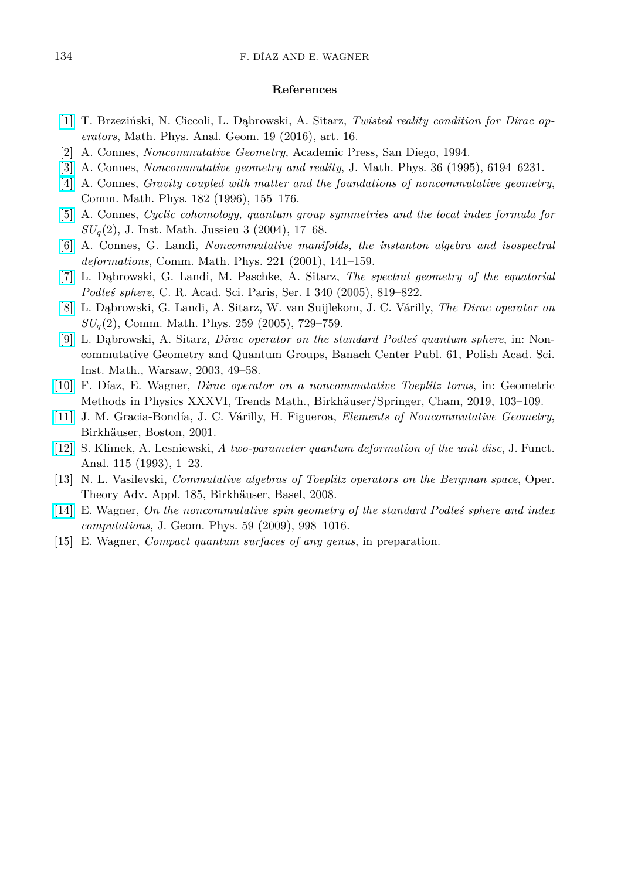## References

[1] T. Brzeziński, N. Ciccoli, L. Dąbrowski, A. Sitarz, *Twisted reality condition for Dirac operators*, Math. Phys. Anal. Geom. 19 (2016), art. 16.

[2] A. Connes, *Noncommutative Geometry*, Academic Press, San Diego, 1994.

[3] A. Connes, *Noncommutative geometry and reality*, J. Math. Phys. 36 (1995), 6194–6231.

[4] A. Connes, *Gravity coupled with matter and the foundations of noncommutative geometry*, Comm. Math. Phys. 182 (1996), 155–176.

[5] A. Connes, *Cyclic cohomology, quantum group symmetries and the local index formula for* $SU_q(2)$, J. Inst. Math. Jussieu 3 (2004), 17–68.

[6] A. Connes, G. Landi, *Noncommutative manifolds, the instanton algebra and isospectral deformations*, Comm. Math. Phys. 221 (2001), 141–159.

[7] L. Dąbrowski, G. Landi, M. Paschke, A. Sitarz, *The spectral geometry of the equatorial Podleś sphere*, C. R. Acad. Sci. Paris, Ser. I 340 (2005), 819–822.

[8] L. Dąbrowski, G. Landi, A. Sitarz, W. van Suijlekom, J. C. Várilly, *The Dirac operator on* $SU_q(2)$, Comm. Math. Phys. 259 (2005), 729–759.

[9] L. Dąbrowski, A. Sitarz, *Dirac operator on the standard Podleś quantum sphere*, in: Noncommutative Geometry and Quantum Groups, Banach Center Publ. 61, Polish Acad. Sci. Inst. Math., Warsaw, 2003, 49–58.

[10] F. Díaz, E. Wagner, *Dirac operator on a noncommutative Toeplitz torus*, in: Geometric Methods in Physics XXXVI, Trends Math., Birkhäuser/Springer, Cham, 2019, 103–109.

[11] J. M. Gracia-Bondía, J. C. Várilly, H. Figueroa, *Elements of Noncommutative Geometry*, Birkhäuser, Boston, 2001.

[12] S. Klimek, A. Lesniewski, *A two-parameter quantum deformation of the unit disc*, J. Funct. Anal. 115 (1993), 1–23.

[13] N. L. Vasilevski, *Commutative algebras of Toeplitz operators on the Bergman space*, Oper. Theory Adv. Appl. 185, Birkhäuser, Basel, 2008.

[14] E. Wagner, *On the noncommutative spin geometry of the standard Podleś sphere and index computations*, J. Geom. Phys. 59 (2009), 998–1016.

[15] E. Wagner, *Compact quantum surfaces of any genus*, in preparation.